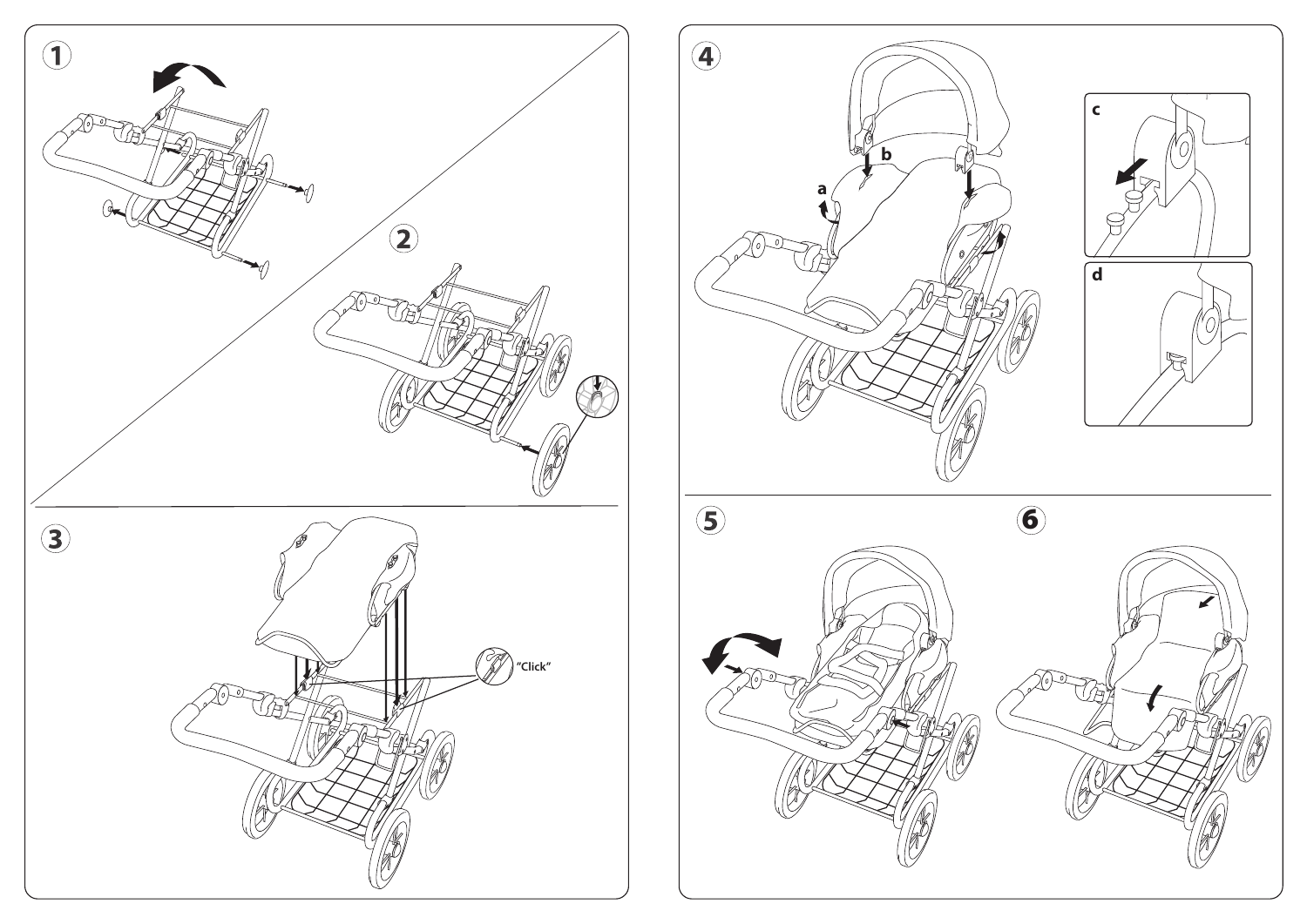1

2

3

"Click"

4

a

b

c

d

5

6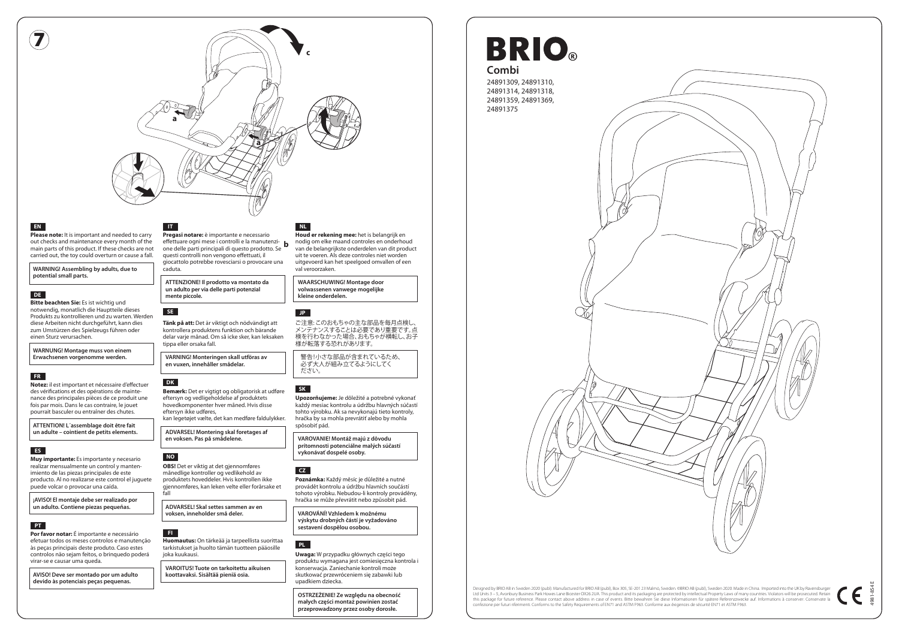7

a

a

b

c

**EN**

**Please note:** It is important and needed to carry out checks and maintenance every month of the main parts of this product. If these checks are not carried out, the toy could overturn or cause a fall.

**WARNING! Assembling by adults, due to potential small parts.**

**DE**

**Bitte beachten Sie:** Es ist wichtig und notwendig, monatlich die Hauptteile dieses Produkts zu kontrollieren und zu warten. Werden diese Arbeiten nicht durchgeführt, kann dies zum Umstürzen des Spielzeugs führen oder einen Sturz verursachen.

**WARNUNG! Montage muss von einem Erwachsenen vorgenommen werden.**

**FR**

**Notez:** il est important et nécessaire d'effectuer des vérifications et des opérations de maintenance des principales pièces de ce produit une fois par mois. Dans le cas contraire, le jouet pourrait basculer ou entraîner des chutes.

**ATTENTION! L´assemblage doit être fait un adulte – cointient de petits elements.**

**ES**

**Muy importante:** Es importante y necesario realizar mensualmente un control y mantenimiento de las piezas principales de este producto. Al no realizarse este control el juguete puede volcar o provocar una caída.

**¡AVISO! El montaje debe ser realizado por un adulto. Contiene piezas pequeñas.**

**PT**

**Por favor notar:** É importante e necessário efetuar todos os meses controlos e manutenção às peças principais deste produto. Caso estes controlos não sejam feitos, o brinquedo poderá virar-se e causar uma queda.

**AVISO! Deve ser montado por um adulto devido às potenciais peças pequenas.**

**IT**

**Pregasi notare:** è importante e necessario effettuare ogni mese i controlli e la manutenzione delle parti principali di questo prodotto. Se questi controlli non vengono effettuati, il giocattolo potrebbe rovesciarsi o provocare una caduta.

**ATTENZIONE! Il prodotto va montato da un adulto per via delle parti potenzial mente piccole.**

**SE**

**Tänk på att:** Det är viktigt och nödvändigt att kontrollera produktens funktion och bärande delar varje månad. Om så icke sker, kan leksaken tippa eller orsaka fall.

**VARNING! Monteringen skall utföras av en vuxen, innehåller smådelar.**

**DK**

**Bemærk:** Det er vigtigt og obligatorisk at udføre eftersyn og vedligeholdelse af produktets hovedkomponenter hver måned. Hvis disse eftersyn ikke udføres,
kan legetøjet vælte, det kan medføre faldulykker.

**ADVARSEL! Montering skal foretages af en voksen. Pas på smådelene.**

**NO**

**OBS!** Det er viktig at det gjennomføres månedlige kontroller og vedlikehold av produktets hoveddeler. Hvis kontrollen ikke gjennomføres, kan leken velte eller forårsake et fall

**ADVARSEL! Skal settes sammen av en voksen, inneholder små deler.**

**FI**

**Huomautus:** On tärkeää ja tarpeellista suorittaa tarkistukset ja huolto tämän tuotteen pääosille joka kuukausi.

**VAROITUS! Tuote on tarkoitettu aikuisen koottavaksi. Sisältää pieniä osia.**

**NL**

**Houd er rekening mee:** het is belangrijk en nodig om elke maand controles en onderhoud van de belangrijkste onderdelen van dit product uit te voeren. Als deze controles niet worden uitgevoerd kan het speelgoed omvallen of een val veroorzaken.

**WAARSCHUWING! Montage door volwassenen vanwege mogelijke kleine onderdelen.**

**JP**

ご注意:このおもちゃの主な部品を毎月点検し、メンテナンスすることは必要であり重要です。点検を行わなかった場合、おもちゃが横転し、お子様が転落する恐れがあります。

警告!小さな部品が含まれているため、必ず大人が組み立てるようにしてください。

**SK**

**Upozorňujeme:** Je dôležité a potrebné vykonať každý mesiac kontrolu a údržbu hlavných súčastí tohto výrobku. Ak sa nevykonajú tieto kontroly, hračka by sa mohla prevrátiť alebo by mohla spôsobiť pád.

**VAROVANIE! Montáž majú z dôvodu prítomnosti potenciálne malých súčastí vykonávať dospelé osoby.**

**CZ**

**Poznámka:** Každý měsíc je důležité a nutné provádět kontrolu a údržbu hlavních součástí tohoto výrobku. Nebudou-li kontroly prováděny, hračka se může převrátit nebo způsobit pád.

**VAROVÁNÍ! Vzhledem k možnému výskytu drobných částí je vyžadováno sestavení dospělou osobou.**

**PL**

**Uwaga:** W przypadku głównych części tego produktu wymagana jest comiesięczna kontrola i konserwacja. Zaniechanie kontroli może skutkować przewróceniem się zabawki lub upadkiem dziecka.

**OSTRZEŻENIE! Ze względu na obecność małych części montaż powinien zostać przeprowadzony przez osoby dorosłe.**

# BRIO®

## Combi

24891309, 24891310, 24891314, 24891318, 24891359, 24891369, 24891375

Designed by BRIO AB in Sweden 2020 (publ). Manufactured for BRIO AB (publ), Box 305, SE-201 23 Malmö, Sweden. ©BRIO AB (publ), Sweden 2020. Made in China. Imported into the UK by Ravensburger Ltd Units 3 – 5, Avonbury Business Park Howes Lane Bicester OX26 2UA. This product and its packaging are protected by intellectual Property Laws of many countries. Violators will be prosecuted. Retain this package for future reference. Please contact above address in case of events. Bitte bewahren Sie diese Informationen für spätere Referenzzwecke auf. Informations à conserver. Conservate la confezione per futuri riferimenti. Conforms to the Safety Requirements of EN71 and ASTM F963. Conforme aux exigences de sécurité EN71 et ASTM F963.

CE

4981-854 E